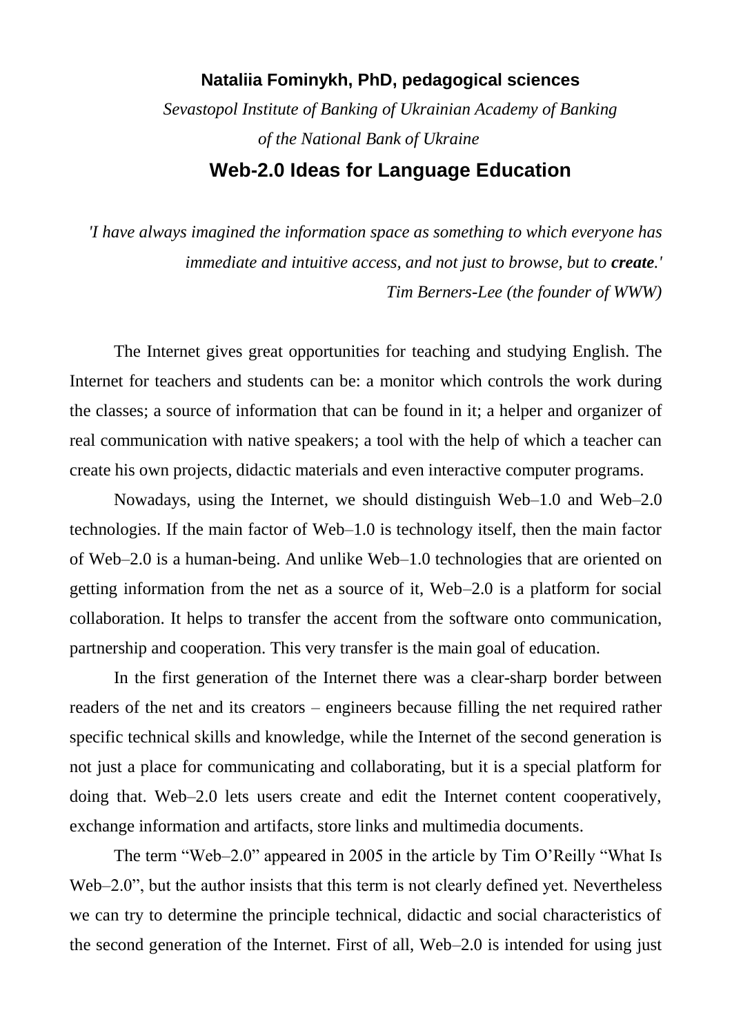**Nataliia Fominykh, PhD, pedagogical sciences**

*Sevastopol Institute of Banking of Ukrainian Academy of Banking of the National Bank of Ukraine*

# Web-2.0 Ideas for Language Education

*'I have always imagined the information space as something to which everyone has immediate and intuitive access, and not just to browse, but to* ***create****.'*

*Tim Berners-Lee (the founder of WWW)*

The Internet gives great opportunities for teaching and studying English. The Internet for teachers and students can be: a monitor which controls the work during the classes; a source of information that can be found in it; a helper and organizer of real communication with native speakers; a tool with the help of which a teacher can create his own projects, didactic materials and even interactive computer programs.

Nowadays, using the Internet, we should distinguish Web–1.0 and Web–2.0 technologies. If the main factor of Web–1.0 is technology itself, then the main factor of Web–2.0 is a human-being. And unlike Web–1.0 technologies that are oriented on getting information from the net as a source of it, Web–2.0 is a platform for social collaboration. It helps to transfer the accent from the software onto communication, partnership and cooperation. This very transfer is the main goal of education.

In the first generation of the Internet there was a clear-sharp border between readers of the net and its creators – engineers because filling the net required rather specific technical skills and knowledge, while the Internet of the second generation is not just a place for communicating and collaborating, but it is a special platform for doing that. Web–2.0 lets users create and edit the Internet content cooperatively, exchange information and artifacts, store links and multimedia documents.

The term "Web–2.0" appeared in 2005 in the article by Tim O'Reilly "What Is Web–2.0", but the author insists that this term is not clearly defined yet. Nevertheless we can try to determine the principle technical, didactic and social characteristics of the second generation of the Internet. First of all, Web–2.0 is intended for using just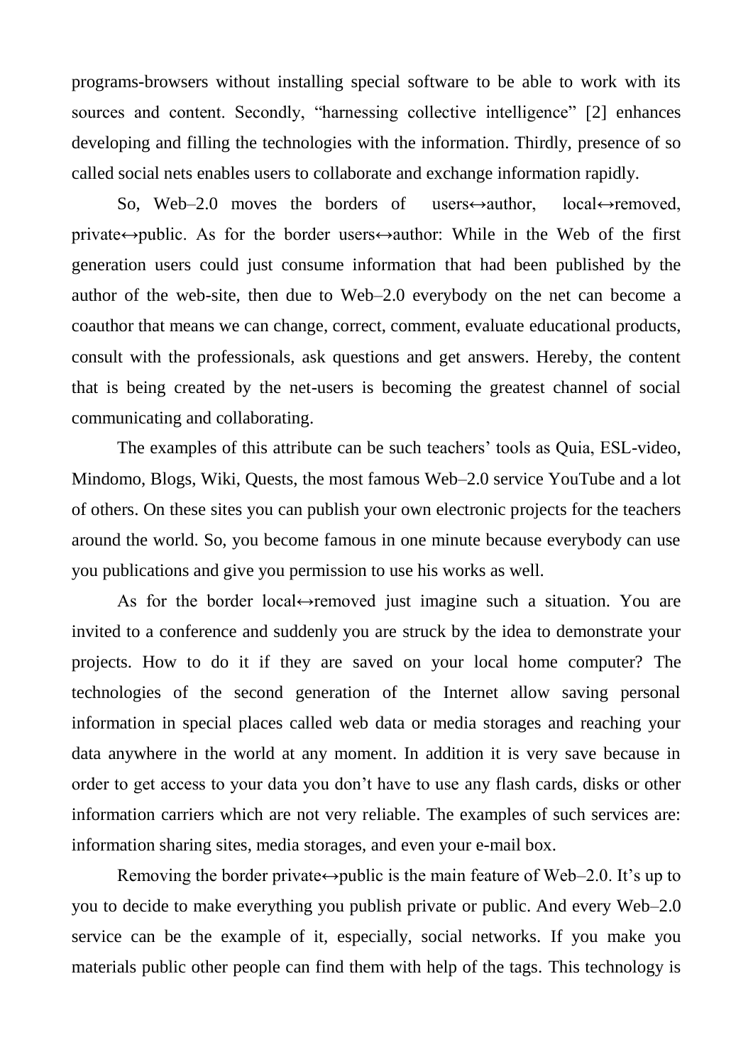programs-browsers without installing special software to be able to work with its sources and content. Secondly, “harnessing collective intelligence” [2] enhances developing and filling the technologies with the information. Thirdly, presence of so called social nets enables users to collaborate and exchange information rapidly.

So, Web–2.0 moves the borders of users↔author, local↔removed, private↔public. As for the border users↔author: While in the Web of the first generation users could just consume information that had been published by the author of the web-site, then due to Web–2.0 everybody on the net can become a coauthor that means we can change, correct, comment, evaluate educational products, consult with the professionals, ask questions and get answers. Hereby, the content that is being created by the net-users is becoming the greatest channel of social communicating and collaborating.

The examples of this attribute can be such teachers’ tools as Quia, ESL-video, Mindomo, Blogs, Wiki, Quests, the most famous Web–2.0 service YouTube and a lot of others. On these sites you can publish your own electronic projects for the teachers around the world. So, you become famous in one minute because everybody can use you publications and give you permission to use his works as well.

As for the border local↔removed just imagine such a situation. You are invited to a conference and suddenly you are struck by the idea to demonstrate your projects. How to do it if they are saved on your local home computer? The technologies of the second generation of the Internet allow saving personal information in special places called web data or media storages and reaching your data anywhere in the world at any moment. In addition it is very save because in order to get access to your data you don’t have to use any flash cards, disks or other information carriers which are not very reliable. The examples of such services are: information sharing sites, media storages, and even your e-mail box.

Removing the border private↔public is the main feature of Web–2.0. It’s up to you to decide to make everything you publish private or public. And every Web–2.0 service can be the example of it, especially, social networks. If you make you materials public other people can find them with help of the tags. This technology is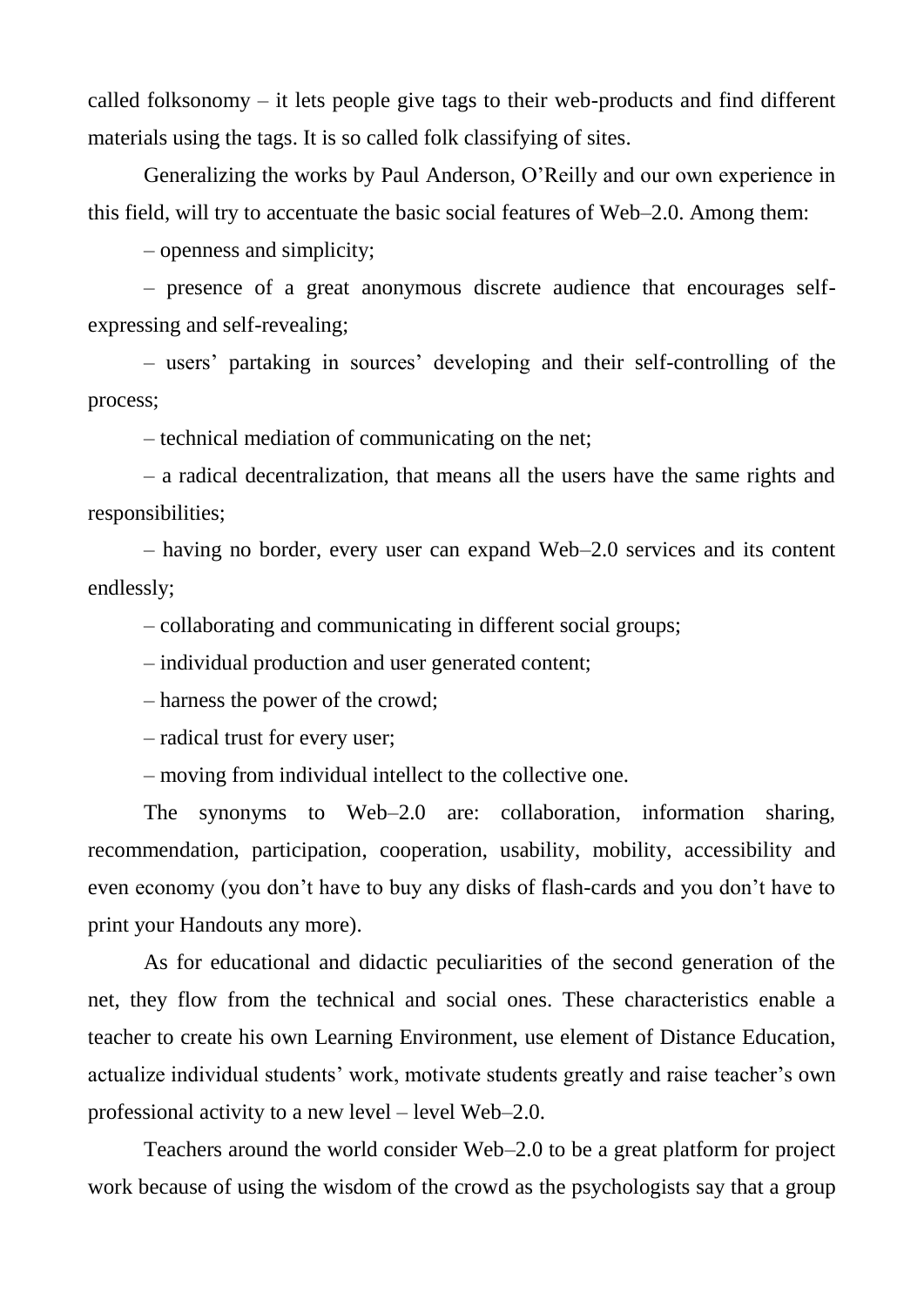called folksonomy – it lets people give tags to their web-products and find different materials using the tags. It is so called folk classifying of sites.

Generalizing the works by Paul Anderson, O'Reilly and our own experience in this field, will try to accentuate the basic social features of Web–2.0. Among them:

– openness and simplicity;

– presence of a great anonymous discrete audience that encourages self-expressing and self-revealing;

– users' partaking in sources' developing and their self-controlling of the process;

– technical mediation of communicating on the net;

– a radical decentralization, that means all the users have the same rights and responsibilities;

– having no border, every user can expand Web–2.0 services and its content endlessly;

– collaborating and communicating in different social groups;

– individual production and user generated content;

– harness the power of the crowd;

– radical trust for every user;

– moving from individual intellect to the collective one.

The synonyms to Web–2.0 are: collaboration, information sharing, recommendation, participation, cooperation, usability, mobility, accessibility and even economy (you don't have to buy any disks of flash-cards and you don't have to print your Handouts any more).

As for educational and didactic peculiarities of the second generation of the net, they flow from the technical and social ones. These characteristics enable a teacher to create his own Learning Environment, use element of Distance Education, actualize individual students' work, motivate students greatly and raise teacher's own professional activity to a new level – level Web–2.0.

Teachers around the world consider Web–2.0 to be a great platform for project work because of using the wisdom of the crowd as the psychologists say that a group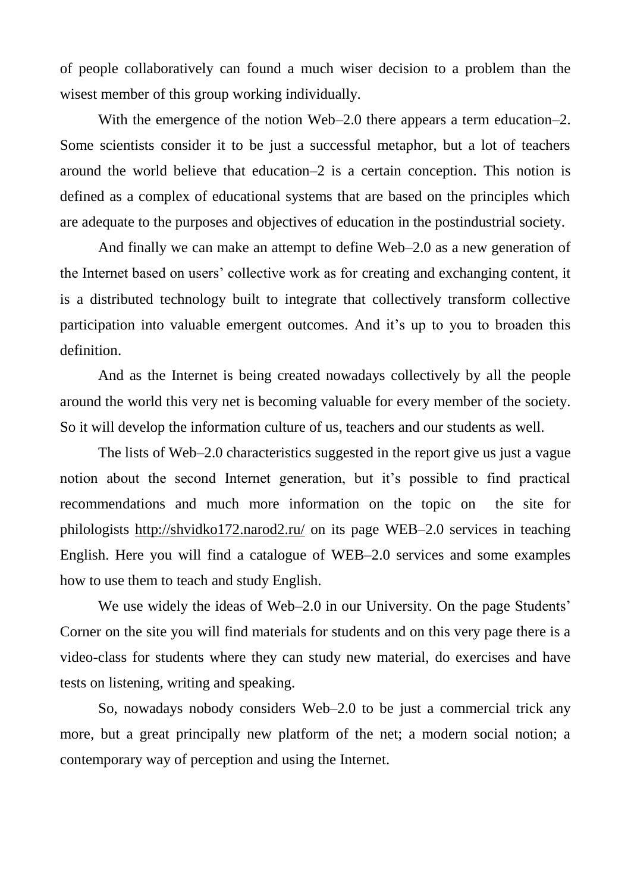of people collaboratively can found a much wiser decision to a problem than the wisest member of this group working individually.

With the emergence of the notion Web–2.0 there appears a term education–2. Some scientists consider it to be just a successful metaphor, but a lot of teachers around the world believe that education–2 is a certain conception. This notion is defined as a complex of educational systems that are based on the principles which are adequate to the purposes and objectives of education in the postindustrial society.

And finally we can make an attempt to define Web–2.0 as a new generation of the Internet based on users' collective work as for creating and exchanging content, it is a distributed technology built to integrate that collectively transform collective participation into valuable emergent outcomes. And it's up to you to broaden this definition.

And as the Internet is being created nowadays collectively by all the people around the world this very net is becoming valuable for every member of the society. So it will develop the information culture of us, teachers and our students as well.

The lists of Web–2.0 characteristics suggested in the report give us just a vague notion about the second Internet generation, but it's possible to find practical recommendations and much more information on the topic on the site for philologists http://shvidko172.narod2.ru/ on its page WEB–2.0 services in teaching English. Here you will find a catalogue of WEB–2.0 services and some examples how to use them to teach and study English.

We use widely the ideas of Web–2.0 in our University. On the page Students' Corner on the site you will find materials for students and on this very page there is a video-class for students where they can study new material, do exercises and have tests on listening, writing and speaking.

So, nowadays nobody considers Web–2.0 to be just a commercial trick any more, but a great principally new platform of the net; a modern social notion; a contemporary way of perception and using the Internet.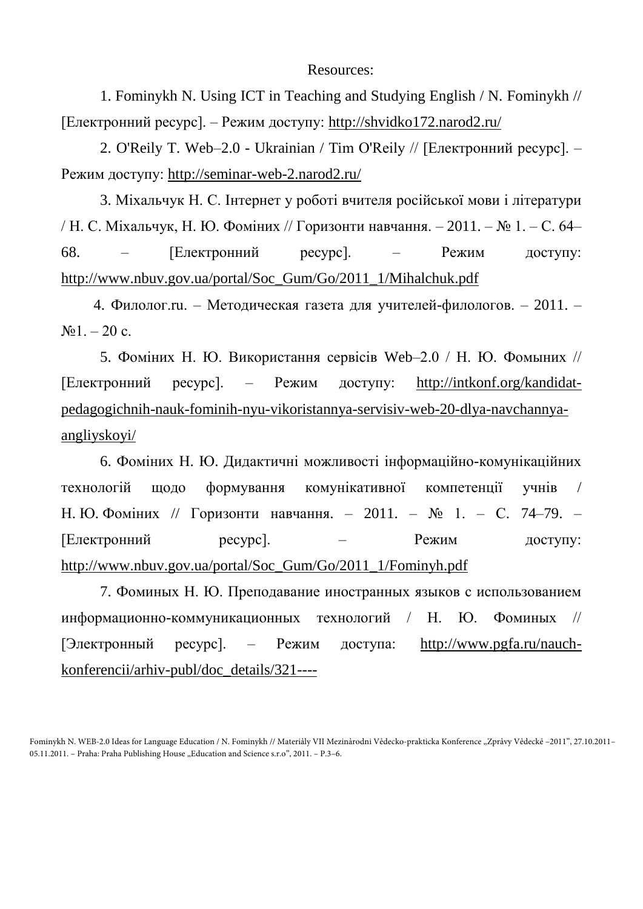Resources:

1. Fominykh N. Using ICT in Teaching and Studying English / N. Fominykh // [Електронний ресурс]. – Режим доступу: http://shvidko172.narod2.ru/

2. O'Reily T. Web–2.0 - Ukrainian / Tim O'Reily // [Електронний ресурс]. – Режим доступу: http://seminar-web-2.narod2.ru/

3. Міхальчук Н. С. Інтернет у роботі вчителя російської мови і літератури / Н. С. Міхальчук, Н. Ю. Фоміних // Горизонти навчання. – 2011. – № 1. – С. 64–68. – [Електронний ресурс]. – Режим доступу: http://www.nbuv.gov.ua/portal/Soc_Gum/Go/2011_1/Mihalchuk.pdf

4. Филолог.ru. – Методическая газета для учителей-филологов. – 2011. – №1. – 20 с.

5. Фоміних Н. Ю. Використання сервісів Web–2.0 / Н. Ю. Фомыних // [Електронний ресурс]. – Режим доступу: http://intkonf.org/kandidat-pedagogichnih-nauk-fominih-nyu-vikoristannya-servisiv-web-20-dlya-navchannya-angliyskoyi/

6. Фоміних Н. Ю. Дидактичні можливості інформаційно-комунікаційних технологій щодо формування комунікативної компетенції учнів / Н. Ю. Фоміних // Горизонти навчання. – 2011. – № 1. – С. 74–79. – [Електронний ресурс]. – Режим доступу: http://www.nbuv.gov.ua/portal/Soc_Gum/Go/2011_1/Fominyh.pdf

7. Фоминых Н. Ю. Преподавание иностранных языков с использованием информационно-коммуникационных технологий / Н. Ю. Фоминых // [Электронный ресурс]. – Режим доступа: http://www.pgfa.ru/nauch-konferencii/arhiv-publ/doc_details/321----

Fominykh N. WEB-2.0 Ideas for Language Education / N. Fominykh // Materiály VII Mezinárodni Vědecko-prakticka Konference „Zprávy Vědeckė –2011", 27.10.2011–05.11.2011. – Praha: Praha Publishing House „Education and Science s.r.o", 2011. – P.3–6.